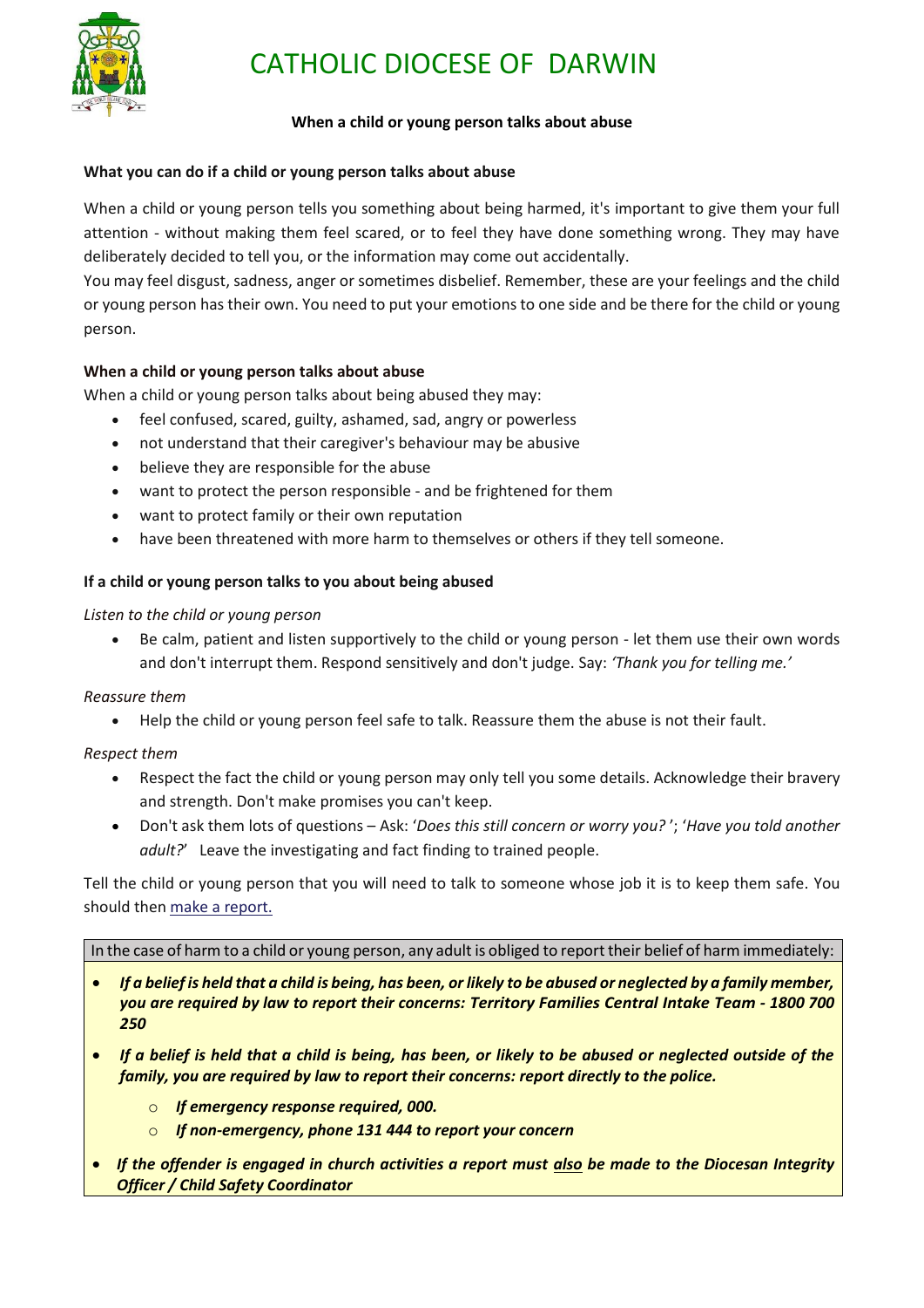# CATHOLIC DIOCESE OF DARWIN

**When a child or young person talks about abuse**

### What you can do if a child or young person talks about abuse

When a child or young person tells you something about being harmed, it's important to give them your full attention - without making them feel scared, or to feel they have done something wrong. They may have deliberately decided to tell you, or the information may come out accidentally.

You may feel disgust, sadness, anger or sometimes disbelief. Remember, these are your feelings and the child or young person has their own. You need to put your emotions to one side and be there for the child or young person.

### When a child or young person talks about abuse

When a child or young person talks about being abused they may:

- feel confused, scared, guilty, ashamed, sad, angry or powerless
- not understand that their caregiver's behaviour may be abusive
- believe they are responsible for the abuse
- want to protect the person responsible - and be frightened for them
- want to protect family or their own reputation
- have been threatened with more harm to themselves or others if they tell someone.

### If a child or young person talks to you about being abused

*Listen to the child or young person*

- Be calm, patient and listen supportively to the child or young person - let them use their own words and don't interrupt them. Respond sensitively and don't judge. Say: *'Thank you for telling me.'*

*Reassure them*

- Help the child or young person feel safe to talk. Reassure them the abuse is not their fault.

*Respect them*

- Respect the fact the child or young person may only tell you some details. Acknowledge their bravery and strength. Don't make promises you can't keep.
- Don't ask them lots of questions – Ask: '*Does this still concern or worry you?*'; '*Have you told another adult?*' Leave the investigating and fact finding to trained people.

Tell the child or young person that you will need to talk to someone whose job it is to keep them safe. You should then make a report.

In the case of harm to a child or young person, any adult is obliged to report their belief of harm immediately:

- ***If a belief is held that a child is being, has been, or likely to be abused or neglected by a family member, you are required by law to report their concerns: Territory Families Central Intake Team - 1800 700 250***
- ***If a belief is held that a child is being, has been, or likely to be abused or neglected outside of the family, you are required by law to report their concerns: report directly to the police.***
  - ***If emergency response required, 000.***
  - ***If non-emergency, phone 131 444 to report your concern***
- ***If the offender is engaged in church activities a report must also be made to the Diocesan Integrity Officer / Child Safety Coordinator***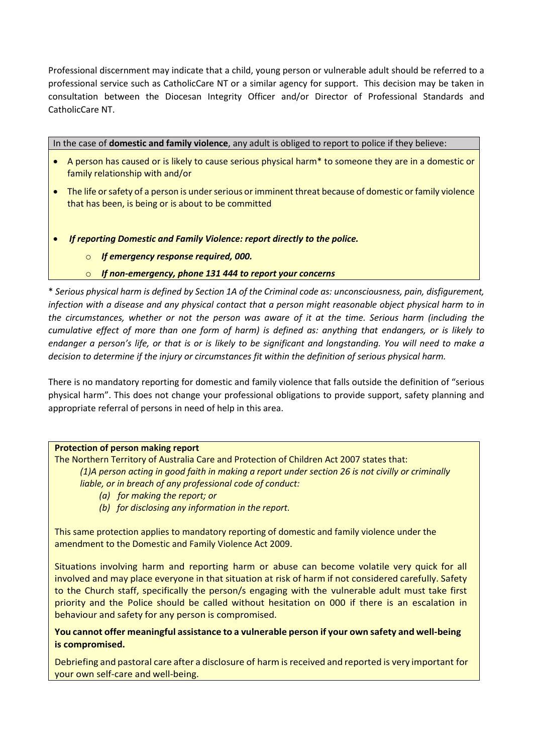Professional discernment may indicate that a child, young person or vulnerable adult should be referred to a professional service such as CatholicCare NT or a similar agency for support. This decision may be taken in consultation between the Diocesan Integrity Officer and/or Director of Professional Standards and CatholicCare NT.

In the case of **domestic and family violence**, any adult is obliged to report to police if they believe:

- A person has caused or is likely to cause serious physical harm* to someone they are in a domestic or family relationship with and/or
- The life or safety of a person is under serious or imminent threat because of domestic or family violence that has been, is being or is about to be committed
- ***If reporting Domestic and Family Violence: report directly to the police.***
    - ***If emergency response required, 000.***
    - ***If non-emergency, phone 131 444 to report your concerns***

\* *Serious physical harm is defined by Section 1A of the Criminal code as: unconsciousness, pain, disfigurement, infection with a disease and any physical contact that a person might reasonable object physical harm to in the circumstances, whether or not the person was aware of it at the time. Serious harm (including the cumulative effect of more than one form of harm) is defined as: anything that endangers, or is likely to endanger a person's life, or that is or is likely to be significant and longstanding. You will need to make a decision to determine if the injury or circumstances fit within the definition of serious physical harm.*

There is no mandatory reporting for domestic and family violence that falls outside the definition of "serious physical harm". This does not change your professional obligations to provide support, safety planning and appropriate referral of persons in need of help in this area.

**Protection of person making report**

The Northern Territory of Australia Care and Protection of Children Act 2007 states that:

> *(1)A person acting in good faith in making a report under section 26 is not civilly or criminally liable, or in breach of any professional code of conduct:*
>
> *(a) for making the report; or*
>
> *(b) for disclosing any information in the report.*

This same protection applies to mandatory reporting of domestic and family violence under the amendment to the Domestic and Family Violence Act 2009.

Situations involving harm and reporting harm or abuse can become volatile very quick for all involved and may place everyone in that situation at risk of harm if not considered carefully. Safety to the Church staff, specifically the person/s engaging with the vulnerable adult must take first priority and the Police should be called without hesitation on 000 if there is an escalation in behaviour and safety for any person is compromised.

**You cannot offer meaningful assistance to a vulnerable person if your own safety and well-being is compromised.**

Debriefing and pastoral care after a disclosure of harm is received and reported is very important for your own self-care and well-being.